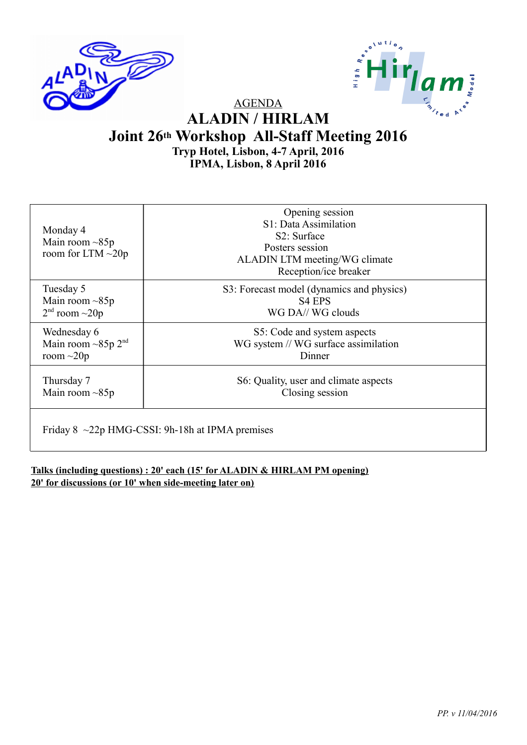AGENDA

# ALADIN / HIRLAM

## Joint 26th Workshop All-Staff Meeting 2016

**Tryp Hotel, Lisbon, 4-7 April, 2016**
**IPMA, Lisbon, 8 April 2016**

| | |
|---|---|
| Monday 4<br>Main room ~85p<br>room for LTM ~20p | Opening session<br>S1: Data Assimilation<br>S2: Surface<br>Posters session<br>ALADIN LTM meeting/WG climate<br>Reception/ice breaker |
| Tuesday 5<br>Main room ~85p<br>2nd room ~20p | S3: Forecast model (dynamics and physics)<br>S4 EPS<br>WG DA// WG clouds |
| Wednesday 6<br>Main room ~85p 2nd room ~20p | S5: Code and system aspects<br>WG system // WG surface assimilation<br>Dinner |
| Thursday 7<br>Main room ~85p | S6: Quality, user and climate aspects<br>Closing session |
| Friday 8 ~22p HMG-CSSI: 9h-18h at IPMA premises | |

**Talks (including questions) : 20' each (15' for ALADIN & HIRLAM PM opening)**
**20' for discussions (or 10' when side-meeting later on)**

*PP. v 11/04/2016*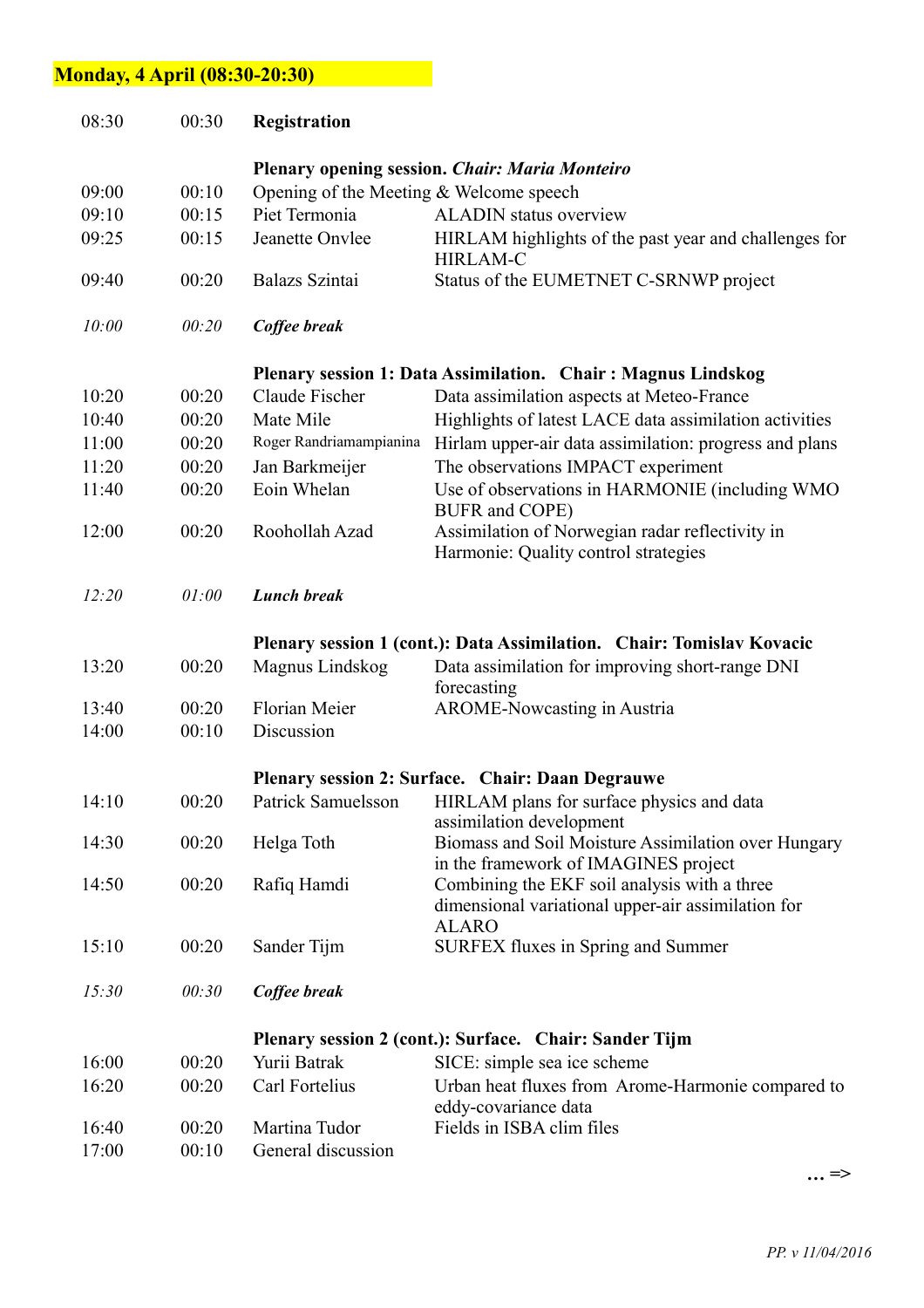## Monday, 4 April (08:30-20:30)

| Time | Duration | Speaker | Title |
|---|---|---|---|
| 08:30 | 00:30 | **Registration** | |
| | | **Plenary opening session.** ***Chair: Maria Monteiro*** | |
| 09:00 | 00:10 | Opening of the Meeting & Welcome speech | |
| 09:10 | 00:15 | Piet Termonia | ALADIN status overview |
| 09:25 | 00:15 | Jeanette Onvlee | HIRLAM highlights of the past year and challenges for HIRLAM-C |
| 09:40 | 00:20 | Balazs Szintai | Status of the EUMETNET C-SRNWP project |
| *10:00* | *00:20* | ***Coffee break*** | |
| | | **Plenary session 1: Data Assimilation. Chair : Magnus Lindskog** | |
| 10:20 | 00:20 | Claude Fischer | Data assimilation aspects at Meteo-France |
| 10:40 | 00:20 | Mate Mile | Highlights of latest LACE data assimilation activities |
| 11:00 | 00:20 | Roger Randriamampianina | Hirlam upper-air data assimilation: progress and plans |
| 11:20 | 00:20 | Jan Barkmeijer | The observations IMPACT experiment |
| 11:40 | 00:20 | Eoin Whelan | Use of observations in HARMONIE (including WMO BUFR and COPE) |
| 12:00 | 00:20 | Roohollah Azad | Assimilation of Norwegian radar reflectivity in Harmonie: Quality control strategies |
| *12:20* | *01:00* | ***Lunch break*** | |
| | | **Plenary session 1 (cont.): Data Assimilation. Chair: Tomislav Kovacic** | |
| 13:20 | 00:20 | Magnus Lindskog | Data assimilation for improving short-range DNI forecasting |
| 13:40 | 00:20 | Florian Meier | AROME-Nowcasting in Austria |
| 14:00 | 00:10 | Discussion | |
| | | **Plenary session 2: Surface. Chair: Daan Degrauwe** | |
| 14:10 | 00:20 | Patrick Samuelsson | HIRLAM plans for surface physics and data assimilation development |
| 14:30 | 00:20 | Helga Toth | Biomass and Soil Moisture Assimilation over Hungary in the framework of IMAGINES project |
| 14:50 | 00:20 | Rafiq Hamdi | Combining the EKF soil analysis with a three dimensional variational upper-air assimilation for ALARO |
| 15:10 | 00:20 | Sander Tijm | SURFEX fluxes in Spring and Summer |
| *15:30* | *00:30* | ***Coffee break*** | |
| | | **Plenary session 2 (cont.): Surface. Chair: Sander Tijm** | |
| 16:00 | 00:20 | Yurii Batrak | SICE: simple sea ice scheme |
| 16:20 | 00:20 | Carl Fortelius | Urban heat fluxes from Arome-Harmonie compared to eddy-covariance data |
| 16:40 | 00:20 | Martina Tudor | Fields in ISBA clim files |
| 17:00 | 00:10 | General discussion | |

**… =>**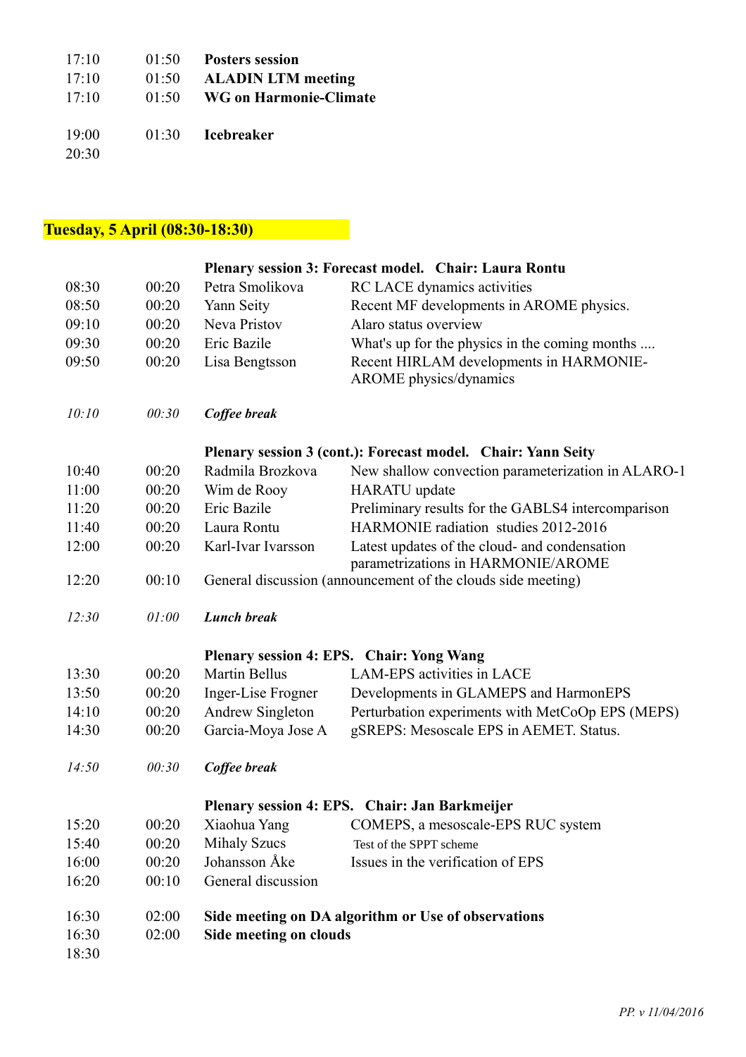| | | | |
|---|---|---|---|
| 17:10 | 01:50 | **Posters session** | |
| 17:10 | 01:50 | **ALADIN LTM meeting** | |
| 17:10 | 01:50 | **WG on Harmonie-Climate** | |
| | | | |
| 19:00 | 01:30 | **Icebreaker** | |
| 20:30 | | | |

## Tuesday, 5 April (08:30-18:30)

| | | | |
|---|---|---|---|
| | | **Plenary session 3: Forecast model. Chair: Laura Rontu** | |
| 08:30 | 00:20 | Petra Smolikova | RC LACE dynamics activities |
| 08:50 | 00:20 | Yann Seity | Recent MF developments in AROME physics. |
| 09:10 | 00:20 | Neva Pristov | Alaro status overview |
| 09:30 | 00:20 | Eric Bazile | What's up for the physics in the coming months .... |
| 09:50 | 00:20 | Lisa Bengtsson | Recent HIRLAM developments in HARMONIE-AROME physics/dynamics |
| | | | |
| *10:10* | *00:30* | ***Coffee break*** | |
| | | | |
| | | **Plenary session 3 (cont.): Forecast model. Chair: Yann Seity** | |
| 10:40 | 00:20 | Radmila Brozkova | New shallow convection parameterization in ALARO-1 |
| 11:00 | 00:20 | Wim de Rooy | HARATU update |
| 11:20 | 00:20 | Eric Bazile | Preliminary results for the GABLS4 intercomparison |
| 11:40 | 00:20 | Laura Rontu | HARMONIE radiation studies 2012-2016 |
| 12:00 | 00:20 | Karl-Ivar Ivarsson | Latest updates of the cloud- and condensation parametrizations in HARMONIE/AROME |
| 12:20 | 00:10 | General discussion (announcement of the clouds side meeting) | |
| | | | |
| *12:30* | *01:00* | ***Lunch break*** | |
| | | | |
| | | **Plenary session 4: EPS. Chair: Yong Wang** | |
| 13:30 | 00:20 | Martin Bellus | LAM-EPS activities in LACE |
| 13:50 | 00:20 | Inger-Lise Frogner | Developments in GLAMEPS and HarmonEPS |
| 14:10 | 00:20 | Andrew Singleton | Perturbation experiments with MetCoOp EPS (MEPS) |
| 14:30 | 00:20 | Garcia-Moya Jose A | gSREPS: Mesoscale EPS in AEMET. Status. |
| | | | |
| *14:50* | *00:30* | ***Coffee break*** | |
| | | | |
| | | **Plenary session 4: EPS. Chair: Jan Barkmeijer** | |
| 15:20 | 00:20 | Xiaohua Yang | COMEPS, a mesoscale-EPS RUC system |
| 15:40 | 00:20 | Mihaly Szucs | Test of the SPPT scheme |
| 16:00 | 00:20 | Johansson Åke | Issues in the verification of EPS |
| 16:20 | 00:10 | General discussion | |
| | | | |
| 16:30 | 02:00 | **Side meeting on DA algorithm or Use of observations** | |
| 16:30 | 02:00 | **Side meeting on clouds** | |
| 18:30 | | | |

*PP. v 11/04/2016*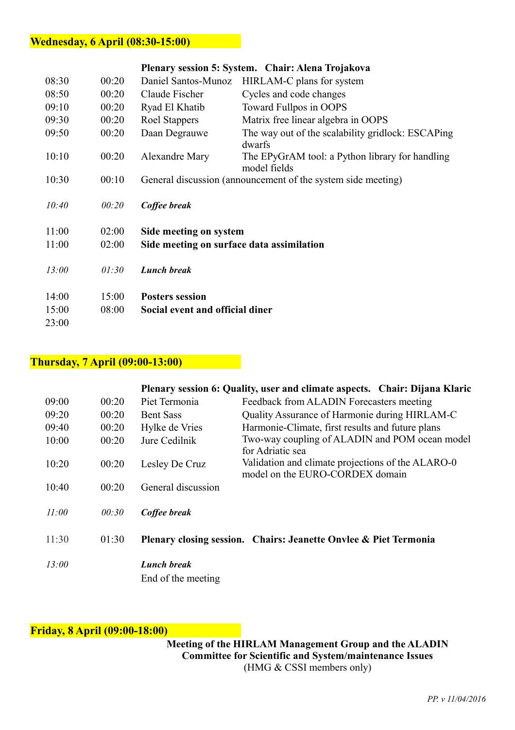## Wednesday, 6 April (08:30-15:00)

| | | **Plenary session 5: System. Chair: Alena Trojakova** | |
|---|---|---|---|
| 08:30 | 00:20 | Daniel Santos-Munoz | HIRLAM-C plans for system |
| 08:50 | 00:20 | Claude Fischer | Cycles and code changes |
| 09:10 | 00:20 | Ryad El Khatib | Toward Fullpos in OOPS |
| 09:30 | 00:20 | Roel Stappers | Matrix free linear algebra in OOPS |
| 09:50 | 00:20 | Daan Degrauwe | The way out of the scalability gridlock: ESCAPing dwarfs |
| 10:10 | 00:20 | Alexandre Mary | The EPyGrAM tool: a Python library for handling model fields |
| 10:30 | 00:10 | General discussion (announcement of the system side meeting) | |
| *10:40* | *00:20* | ***Coffee break*** | |
| 11:00 | 02:00 | **Side meeting on system** | |
| 11:00 | 02:00 | **Side meeting on surface data assimilation** | |
| *13:00* | *01:30* | ***Lunch break*** | |
| 14:00 | 15:00 | **Posters session** | |
| 15:00 | 08:00 | **Social event and official diner** | |
| 23:00 | | | |

## Thursday, 7 April (09:00-13:00)

| | | **Plenary session 6: Quality, user and climate aspects. Chair: Dijana Klaric** | |
|---|---|---|---|
| 09:00 | 00:20 | Piet Termonia | Feedback from ALADIN Forecasters meeting |
| 09:20 | 00:20 | Bent Sass | Quality Assurance of Harmonie during HIRLAM-C |
| 09:40 | 00:20 | Hylke de Vries | Harmonie-Climate, first results and future plans |
| 10:00 | 00:20 | Jure Cedilnik | Two-way coupling of ALADIN and POM ocean model for Adriatic sea |
| 10:20 | 00:20 | Lesley De Cruz | Validation and climate projections of the ALARO-0 model on the EURO-CORDEX domain |
| 10:40 | 00:20 | General discussion | |
| *11:00* | *00:30* | ***Coffee break*** | |
| 11:30 | 01:30 | **Plenary closing session. Chairs: Jeanette Onvlee & Piet Termonia** | |
| *13:00* | | ***Lunch break*** | |
| | | End of the meeting | |

## Friday, 8 April (09:00-18:00)

**Meeting of the HIRLAM Management Group and the ALADIN Committee for Scientific and System/maintenance Issues**
(HMG & CSSI members only)

*PP. v 11/04/2016*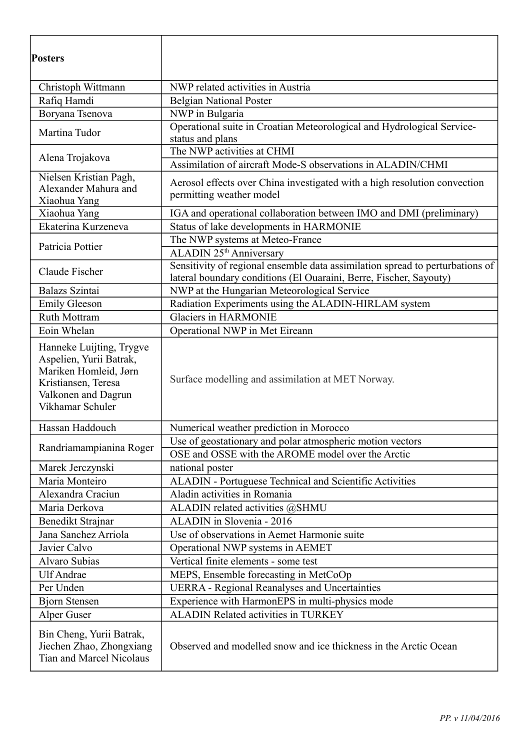| **Posters** | |
|---|---|
| Christoph Wittmann | NWP related activities in Austria |
| Rafiq Hamdi | Belgian National Poster |
| Boryana Tsenova | NWP in Bulgaria |
| Martina Tudor | Operational suite in Croatian Meteorological and Hydrological Service- status and plans |
| Alena Trojakova | The NWP activities at CHMI |
| | Assimilation of aircraft Mode-S observations in ALADIN/CHMI |
| Nielsen Kristian Pagh, Alexander Mahura and Xiaohua Yang | Aerosol effects over China investigated with a high resolution convection permitting weather model |
| Xiaohua Yang | IGA and operational collaboration between IMO and DMI (preliminary) |
| Ekaterina Kurzeneva | Status of lake developments in HARMONIE |
| Patricia Pottier | The NWP systems at Meteo-France |
| | ALADIN 25th Anniversary |
| Claude Fischer | Sensitivity of regional ensemble data assimilation spread to perturbations of lateral boundary conditions (El Ouaraini, Berre, Fischer, Sayouty) |
| Balazs Szintai | NWP at the Hungarian Meteorological Service |
| Emily Gleeson | Radiation Experiments using the ALADIN-HIRLAM system |
| Ruth Mottram | Glaciers in HARMONIE |
| Eoin Whelan | Operational NWP in Met Eireann |
| Hanneke Luijting, Trygve Aspelien, Yurii Batrak, Mariken Homleid, Jørn Kristiansen, Teresa Valkonen and Dagrun Vikhamar Schuler | Surface modelling and assimilation at MET Norway. |
| Hassan Haddouch | Numerical weather prediction in Morocco |
| Randriamampianina Roger | Use of geostationary and polar atmospheric motion vectors |
| | OSE and OSSE with the AROME model over the Arctic |
| Marek Jerczynski | national poster |
| Maria Monteiro | ALADIN - Portuguese Technical and Scientific Activities |
| Alexandra Craciun | Aladin activities in Romania |
| Maria Derkova | ALADIN related activities @SHMU |
| Benedikt Strajnar | ALADIN in Slovenia - 2016 |
| Jana Sanchez Arriola | Use of observations in Aemet Harmonie suite |
| Javier Calvo | Operational NWP systems in AEMET |
| Alvaro Subias | Vertical finite elements - some test |
| Ulf Andrae | MEPS, Ensemble forecasting in MetCoOp |
| Per Unden | UERRA - Regional Reanalyses and Uncertainties |
| Bjorn Stensen | Experience with HarmonEPS in multi-physics mode |
| Alper Guser | ALADIN Related activities in TURKEY |
| Bin Cheng, Yurii Batrak, Jiechen Zhao, Zhongxiang Tian and Marcel Nicolaus | Observed and modelled snow and ice thickness in the Arctic Ocean |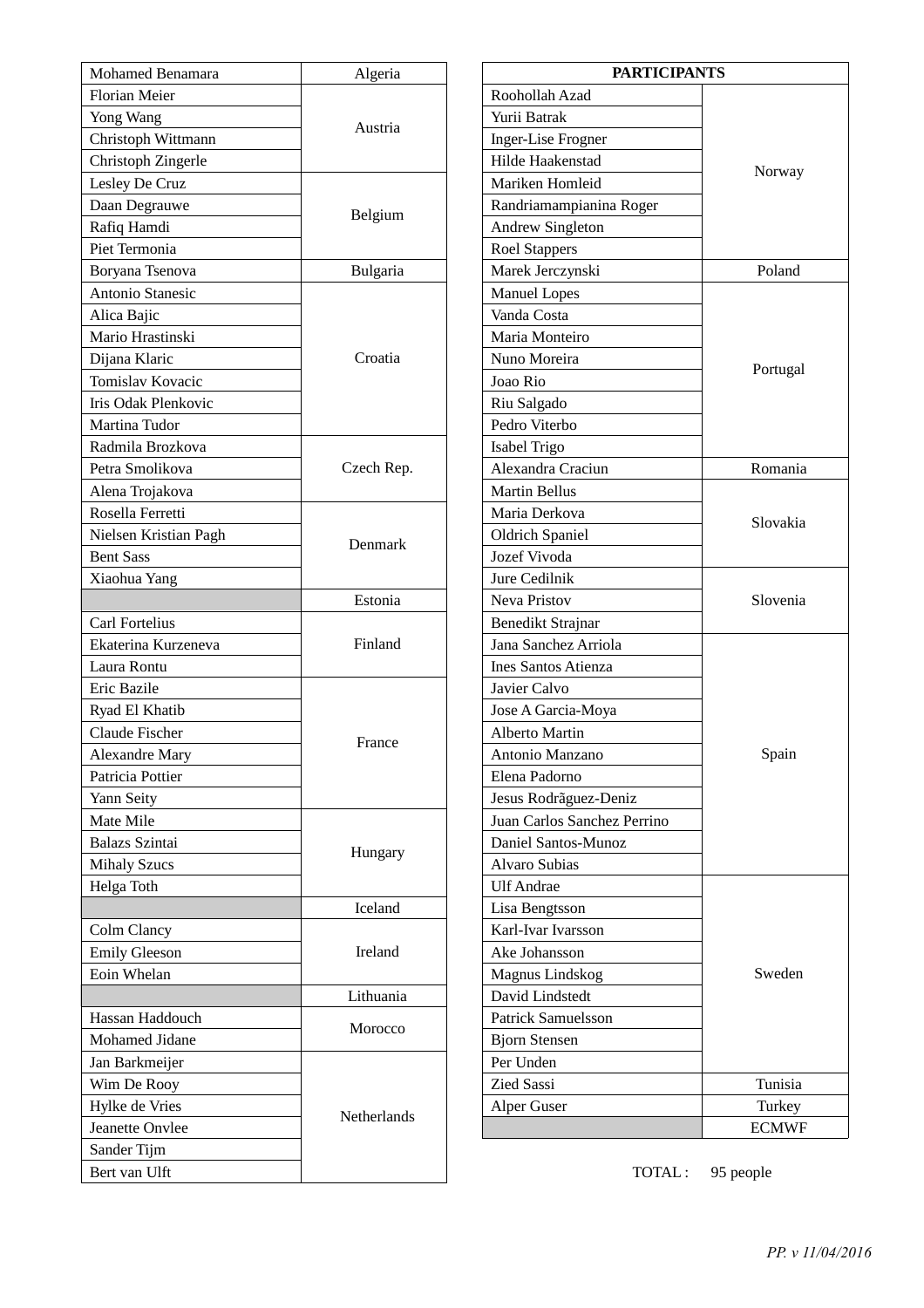| PARTICIPANTS | |
|---|---|
| Mohamed Benamara | Algeria |
| Florian Meier | Austria |
| Yong Wang | |
| Christoph Wittmann | |
| Christoph Zingerle | |
| Lesley De Cruz | Belgium |
| Daan Degrauwe | |
| Rafiq Hamdi | |
| Piet Termonia | |
| Boryana Tsenova | Bulgaria |
| Antonio Stanesic | Croatia |
| Alica Bajic | |
| Mario Hrastinski | |
| Dijana Klaric | |
| Tomislav Kovacic | |
| Iris Odak Plenkovic | |
| Martina Tudor | |
| Radmila Brozkova | Czech Rep. |
| Petra Smolikova | |
| Alena Trojakova | |
| Rosella Ferretti | Denmark |
| Nielsen Kristian Pagh | |
| Bent Sass | |
| Xiaohua Yang | |
| | Estonia |
| Carl Fortelius | Finland |
| Ekaterina Kurzeneva | |
| Laura Rontu | |
| Eric Bazile | France |
| Ryad El Khatib | |
| Claude Fischer | |
| Alexandre Mary | |
| Patricia Pottier | |
| Yann Seity | |
| Mate Mile | Hungary |
| Balazs Szintai | |
| Mihaly Szucs | |
| Helga Toth | |
| | Iceland |
| Colm Clancy | Ireland |
| Emily Gleeson | |
| Eoin Whelan | |
| | Lithuania |
| Hassan Haddouch | Morocco |
| Mohamed Jidane | |
| Jan Barkmeijer | Netherlands |
| Wim De Rooy | |
| Hylke de Vries | |
| Jeanette Onvlee | |
| Sander Tijm | |
| Bert van Ulft | |
| Roohollah Azad | Norway |
| Yurii Batrak | |
| Inger-Lise Frogner | |
| Hilde Haakenstad | |
| Mariken Homleid | |
| Randriamampianina Roger | |
| Andrew Singleton | |
| Roel Stappers | |
| Marek Jerczynski | Poland |
| Manuel Lopes | Portugal |
| Vanda Costa | |
| Maria Monteiro | |
| Nuno Moreira | |
| Joao Rio | |
| Riu Salgado | |
| Pedro Viterbo | |
| Isabel Trigo | |
| Alexandra Craciun | Romania |
| Martin Bellus | Slovakia |
| Maria Derkova | |
| Oldrich Spaniel | |
| Jozef Vivoda | |
| Jure Cedilnik | Slovenia |
| Neva Pristov | |
| Benedikt Strajnar | |
| Jana Sanchez Arriola | Spain |
| Ines Santos Atienza | |
| Javier Calvo | |
| Jose A Garcia-Moya | |
| Alberto Martin | |
| Antonio Manzano | |
| Elena Padorno | |
| Jesus Rodrãguez-Deniz | |
| Juan Carlos Sanchez Perrino | |
| Daniel Santos-Munoz | |
| Alvaro Subias | |
| Ulf Andrae | Sweden |
| Lisa Bengtsson | |
| Karl-Ivar Ivarsson | |
| Ake Johansson | |
| Magnus Lindskog | |
| David Lindstedt | |
| Patrick Samuelsson | |
| Bjorn Stensen | |
| Per Unden | |
| Zied Sassi | Tunisia |
| Alper Guser | Turkey |
| | ECMWF |

TOTAL : 95 people

*PP. v 11/04/2016*